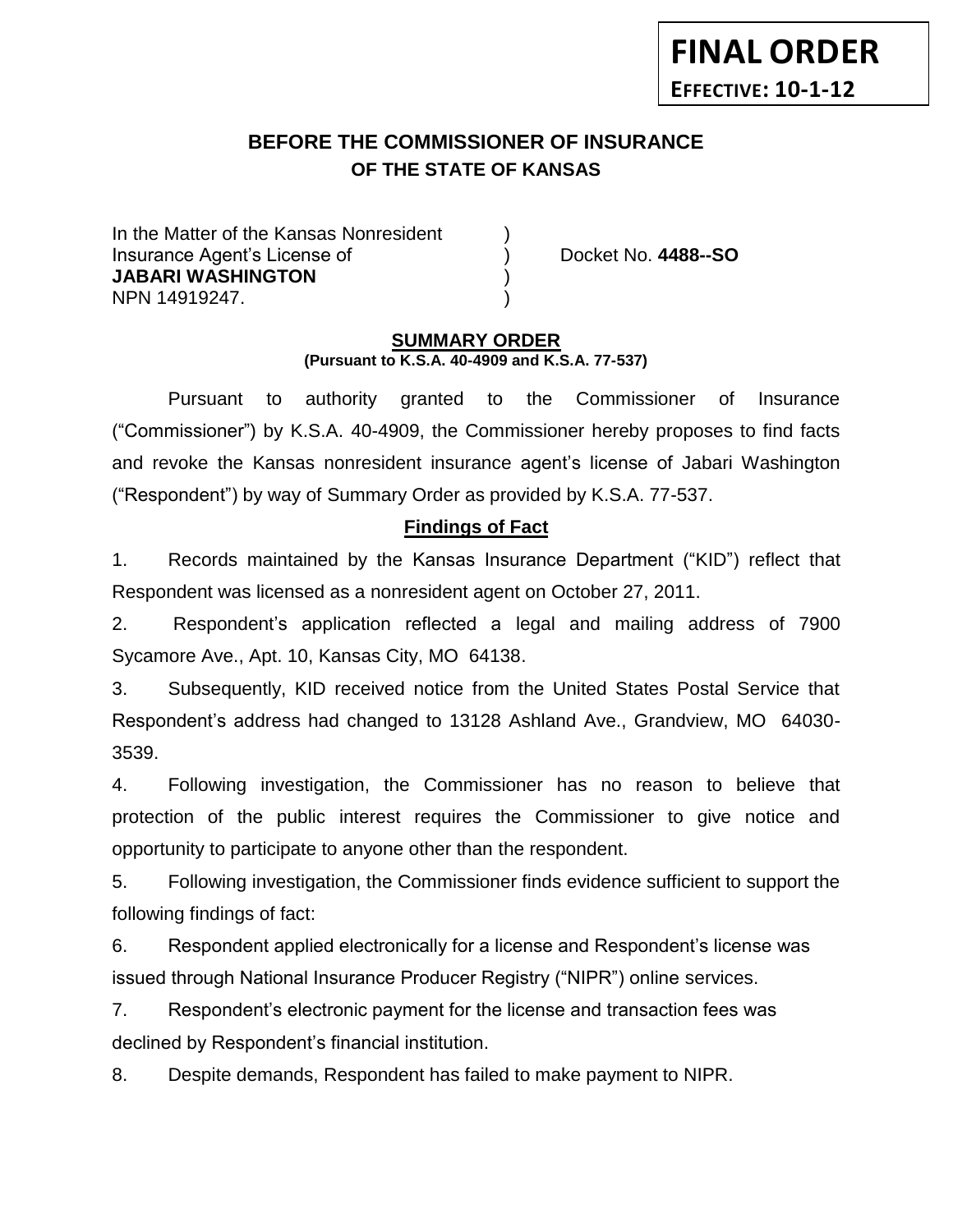**FINAL ORDER**
**EFFECTIVE: 10-1-12**

# BEFORE THE COMMISSIONER OF INSURANCE
## OF THE STATE OF KANSAS

In the Matter of the Kansas Nonresident )
Insurance Agent's License of ) Docket No. **4488--SO**
**JABARI WASHINGTON** )
NPN 14919247. )

## SUMMARY ORDER

**(Pursuant to K.S.A. 40-4909 and K.S.A. 77-537)**

Pursuant to authority granted to the Commissioner of Insurance ("Commissioner") by K.S.A. 40-4909, the Commissioner hereby proposes to find facts and revoke the Kansas nonresident insurance agent's license of Jabari Washington ("Respondent") by way of Summary Order as provided by K.S.A. 77-537.

### Findings of Fact

1. Records maintained by the Kansas Insurance Department ("KID") reflect that Respondent was licensed as a nonresident agent on October 27, 2011.

2. Respondent's application reflected a legal and mailing address of 7900 Sycamore Ave., Apt. 10, Kansas City, MO 64138.

3. Subsequently, KID received notice from the United States Postal Service that Respondent's address had changed to 13128 Ashland Ave., Grandview, MO 64030-3539.

4. Following investigation, the Commissioner has no reason to believe that protection of the public interest requires the Commissioner to give notice and opportunity to participate to anyone other than the respondent.

5. Following investigation, the Commissioner finds evidence sufficient to support the following findings of fact:

6. Respondent applied electronically for a license and Respondent's license was issued through National Insurance Producer Registry ("NIPR") online services.

7. Respondent's electronic payment for the license and transaction fees was declined by Respondent's financial institution.

8. Despite demands, Respondent has failed to make payment to NIPR.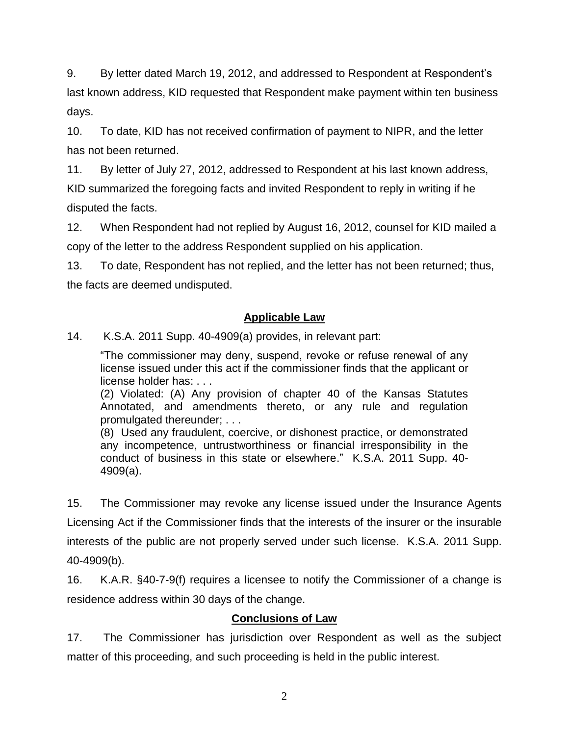9. By letter dated March 19, 2012, and addressed to Respondent at Respondent's last known address, KID requested that Respondent make payment within ten business days.

10. To date, KID has not received confirmation of payment to NIPR, and the letter has not been returned.

11. By letter of July 27, 2012, addressed to Respondent at his last known address, KID summarized the foregoing facts and invited Respondent to reply in writing if he disputed the facts.

12. When Respondent had not replied by August 16, 2012, counsel for KID mailed a copy of the letter to the address Respondent supplied on his application.

13. To date, Respondent has not replied, and the letter has not been returned; thus, the facts are deemed undisputed.

## Applicable Law

14. K.S.A. 2011 Supp. 40-4909(a) provides, in relevant part:

> "The commissioner may deny, suspend, revoke or refuse renewal of any license issued under this act if the commissioner finds that the applicant or license holder has: . . .
>
> (2) Violated: (A) Any provision of chapter 40 of the Kansas Statutes Annotated, and amendments thereto, or any rule and regulation promulgated thereunder; . . .
>
> (8) Used any fraudulent, coercive, or dishonest practice, or demonstrated any incompetence, untrustworthiness or financial irresponsibility in the conduct of business in this state or elsewhere." K.S.A. 2011 Supp. 40-4909(a).

15. The Commissioner may revoke any license issued under the Insurance Agents Licensing Act if the Commissioner finds that the interests of the insurer or the insurable interests of the public are not properly served under such license. K.S.A. 2011 Supp. 40-4909(b).

16. K.A.R. §40-7-9(f) requires a licensee to notify the Commissioner of a change is residence address within 30 days of the change.

## Conclusions of Law

17. The Commissioner has jurisdiction over Respondent as well as the subject matter of this proceeding, and such proceeding is held in the public interest.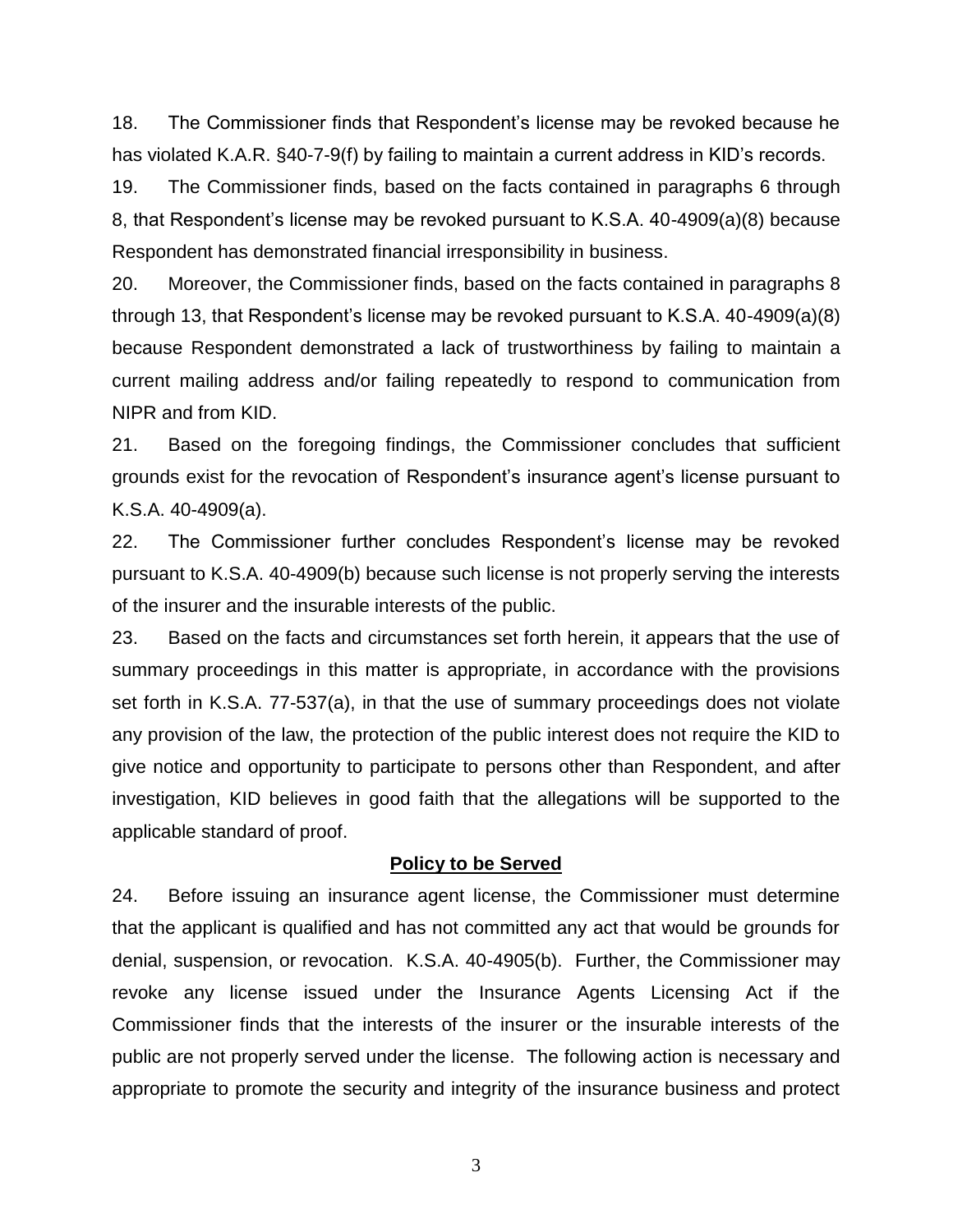18. The Commissioner finds that Respondent's license may be revoked because he has violated K.A.R. §40-7-9(f) by failing to maintain a current address in KID's records.

19. The Commissioner finds, based on the facts contained in paragraphs 6 through 8, that Respondent's license may be revoked pursuant to K.S.A. 40-4909(a)(8) because Respondent has demonstrated financial irresponsibility in business.

20. Moreover, the Commissioner finds, based on the facts contained in paragraphs 8 through 13, that Respondent's license may be revoked pursuant to K.S.A. 40-4909(a)(8) because Respondent demonstrated a lack of trustworthiness by failing to maintain a current mailing address and/or failing repeatedly to respond to communication from NIPR and from KID.

21. Based on the foregoing findings, the Commissioner concludes that sufficient grounds exist for the revocation of Respondent's insurance agent's license pursuant to K.S.A. 40-4909(a).

22. The Commissioner further concludes Respondent's license may be revoked pursuant to K.S.A. 40-4909(b) because such license is not properly serving the interests of the insurer and the insurable interests of the public.

23. Based on the facts and circumstances set forth herein, it appears that the use of summary proceedings in this matter is appropriate, in accordance with the provisions set forth in K.S.A. 77-537(a), in that the use of summary proceedings does not violate any provision of the law, the protection of the public interest does not require the KID to give notice and opportunity to participate to persons other than Respondent, and after investigation, KID believes in good faith that the allegations will be supported to the applicable standard of proof.

**Policy to be Served**

24. Before issuing an insurance agent license, the Commissioner must determine that the applicant is qualified and has not committed any act that would be grounds for denial, suspension, or revocation. K.S.A. 40-4905(b). Further, the Commissioner may revoke any license issued under the Insurance Agents Licensing Act if the Commissioner finds that the interests of the insurer or the insurable interests of the public are not properly served under the license. The following action is necessary and appropriate to promote the security and integrity of the insurance business and protect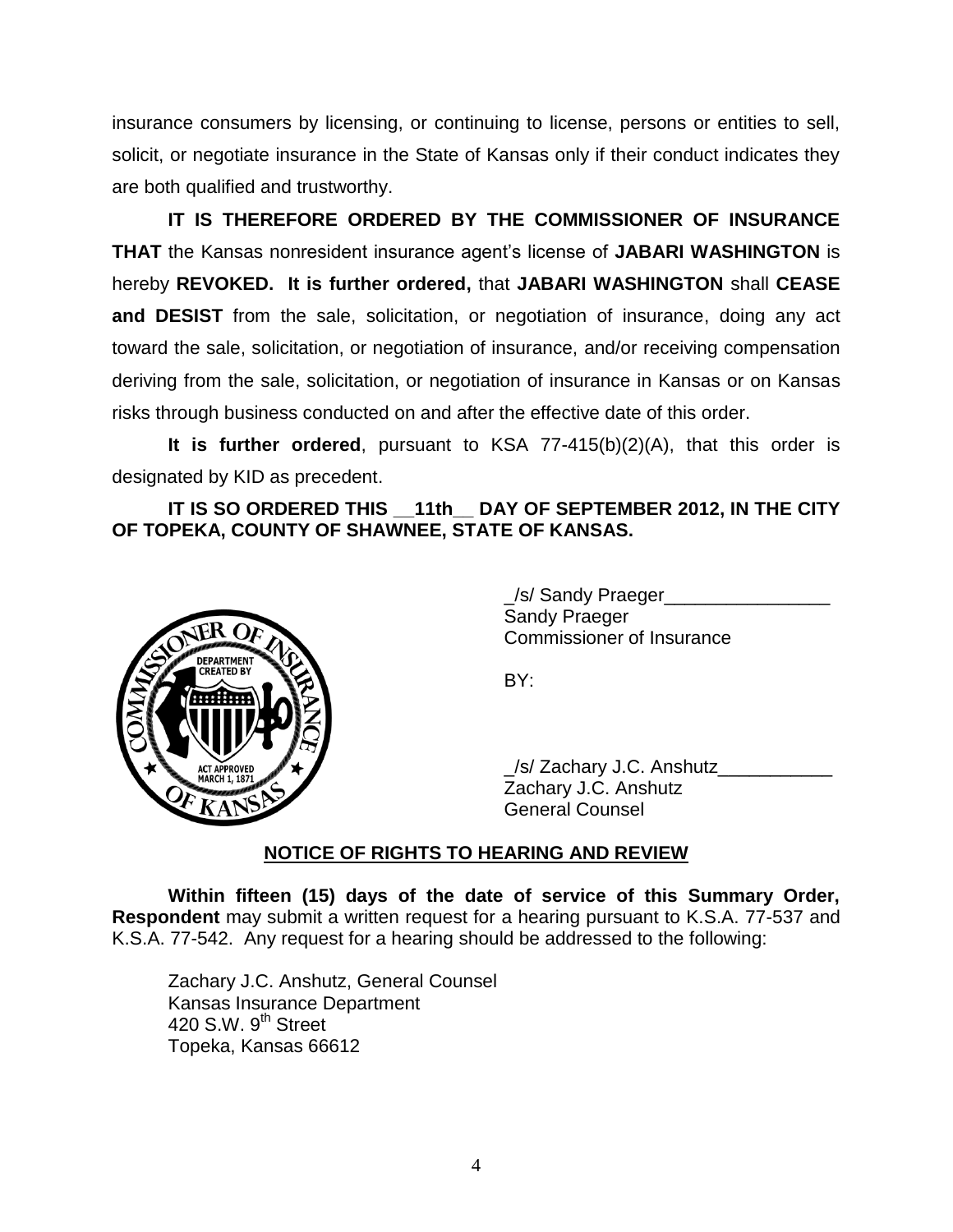insurance consumers by licensing, or continuing to license, persons or entities to sell, solicit, or negotiate insurance in the State of Kansas only if their conduct indicates they are both qualified and trustworthy.

**IT IS THEREFORE ORDERED BY THE COMMISSIONER OF INSURANCE THAT** the Kansas nonresident insurance agent's license of **JABARI WASHINGTON** is hereby **REVOKED. It is further ordered,** that **JABARI WASHINGTON** shall **CEASE and DESIST** from the sale, solicitation, or negotiation of insurance, doing any act toward the sale, solicitation, or negotiation of insurance, and/or receiving compensation deriving from the sale, solicitation, or negotiation of insurance in Kansas or on Kansas risks through business conducted on and after the effective date of this order.

**It is further ordered**, pursuant to KSA 77-415(b)(2)(A), that this order is designated by KID as precedent.

**IT IS SO ORDERED THIS __11th__ DAY OF SEPTEMBER 2012, IN THE CITY OF TOPEKA, COUNTY OF SHAWNEE, STATE OF KANSAS.**

_/s/ Sandy Praeger________________
Sandy Praeger
Commissioner of Insurance

BY:

_/s/ Zachary J.C. Anshutz___________
Zachary J.C. Anshutz
General Counsel

## NOTICE OF RIGHTS TO HEARING AND REVIEW

**Within fifteen (15) days of the date of service of this Summary Order, Respondent** may submit a written request for a hearing pursuant to K.S.A. 77-537 and K.S.A. 77-542. Any request for a hearing should be addressed to the following:

Zachary J.C. Anshutz, General Counsel
Kansas Insurance Department
420 S.W. 9th Street
Topeka, Kansas 66612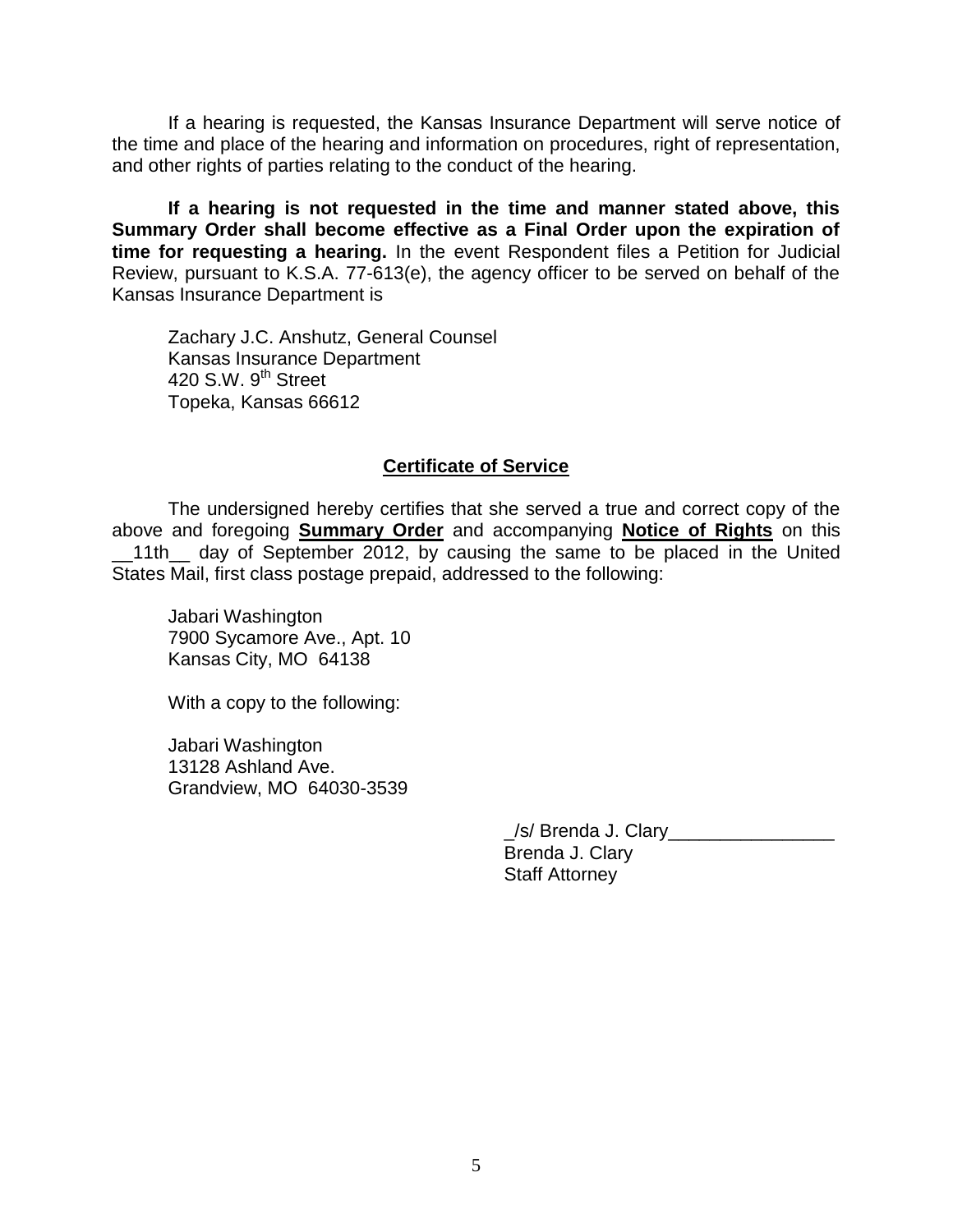If a hearing is requested, the Kansas Insurance Department will serve notice of the time and place of the hearing and information on procedures, right of representation, and other rights of parties relating to the conduct of the hearing.

**If a hearing is not requested in the time and manner stated above, this Summary Order shall become effective as a Final Order upon the expiration of time for requesting a hearing.** In the event Respondent files a Petition for Judicial Review, pursuant to K.S.A. 77-613(e), the agency officer to be served on behalf of the Kansas Insurance Department is

Zachary J.C. Anshutz, General Counsel
Kansas Insurance Department
420 S.W. 9th Street
Topeka, Kansas 66612

## Certificate of Service

The undersigned hereby certifies that she served a true and correct copy of the above and foregoing **Summary Order** and accompanying **Notice of Rights** on this __11th__ day of September 2012, by causing the same to be placed in the United States Mail, first class postage prepaid, addressed to the following:

Jabari Washington
7900 Sycamore Ave., Apt. 10
Kansas City, MO 64138

With a copy to the following:

Jabari Washington
13128 Ashland Ave.
Grandview, MO 64030-3539

_/s/ Brenda J. Clary________________
Brenda J. Clary
Staff Attorney